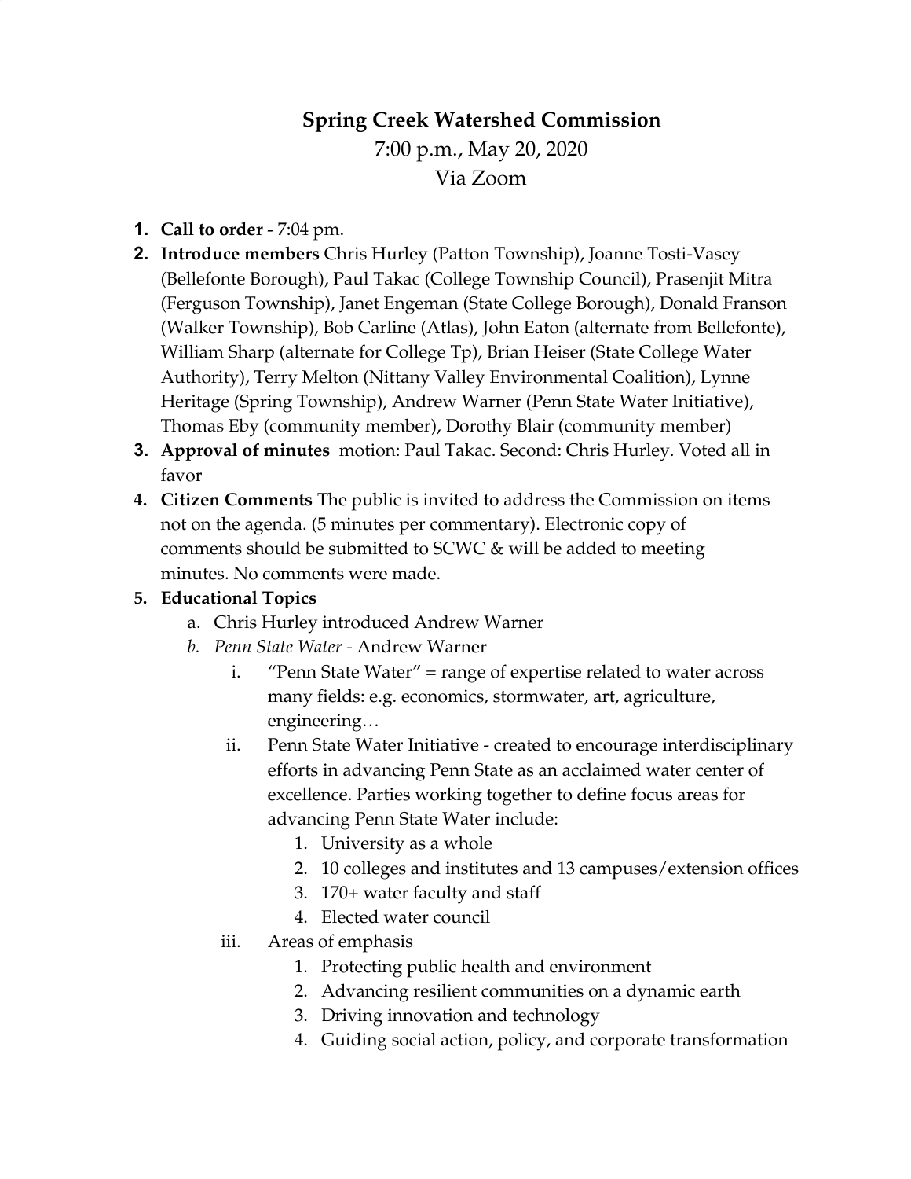# Spring Creek Watershed Commission

7:00 p.m., May 20, 2020

Via Zoom

1. **Call to order -** 7:04 pm.
2. **Introduce members** Chris Hurley (Patton Township), Joanne Tosti-Vasey (Bellefonte Borough), Paul Takac (College Township Council), Prasenjit Mitra (Ferguson Township), Janet Engeman (State College Borough), Donald Franson (Walker Township), Bob Carline (Atlas), John Eaton (alternate from Bellefonte), William Sharp (alternate for College Tp), Brian Heiser (State College Water Authority), Terry Melton (Nittany Valley Environmental Coalition), Lynne Heritage (Spring Township), Andrew Warner (Penn State Water Initiative), Thomas Eby (community member), Dorothy Blair (community member)
3. **Approval of minutes** motion: Paul Takac. Second: Chris Hurley. Voted all in favor
4. **Citizen Comments** The public is invited to address the Commission on items not on the agenda. (5 minutes per commentary). Electronic copy of comments should be submitted to SCWC & will be added to meeting minutes. No comments were made.
5. **Educational Topics**
   a. Chris Hurley introduced Andrew Warner
   b. *Penn State Water* - Andrew Warner
      i. "Penn State Water" = range of expertise related to water across many fields: e.g. economics, stormwater, art, agriculture, engineering…
      ii. Penn State Water Initiative - created to encourage interdisciplinary efforts in advancing Penn State as an acclaimed water center of excellence. Parties working together to define focus areas for advancing Penn State Water include:
         1. University as a whole
         2. 10 colleges and institutes and 13 campuses/extension offices
         3. 170+ water faculty and staff
         4. Elected water council
      iii. Areas of emphasis
         1. Protecting public health and environment
         2. Advancing resilient communities on a dynamic earth
         3. Driving innovation and technology
         4. Guiding social action, policy, and corporate transformation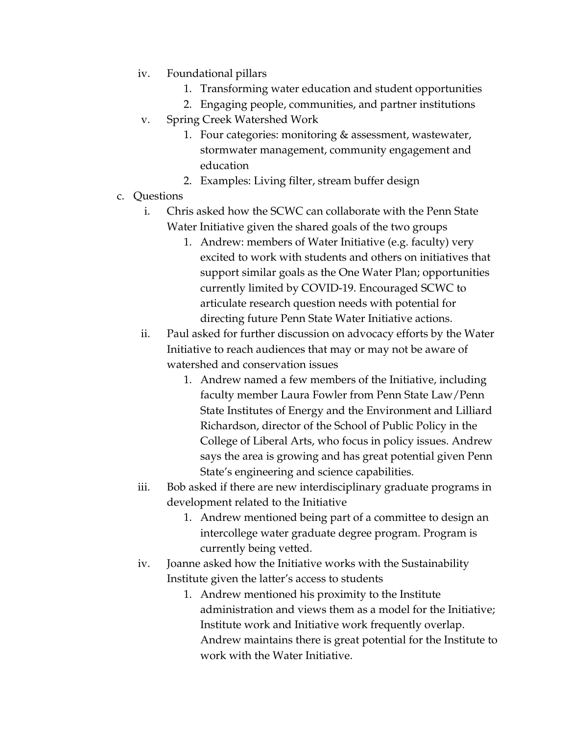- iv. Foundational pillars
    1. Transforming water education and student opportunities
    2. Engaging people, communities, and partner institutions
- v. Spring Creek Watershed Work
    1. Four categories: monitoring & assessment, wastewater, stormwater management, community engagement and education
    2. Examples: Living filter, stream buffer design

c. Questions

- i. Chris asked how the SCWC can collaborate with the Penn State Water Initiative given the shared goals of the two groups
    1. Andrew: members of Water Initiative (e.g. faculty) very excited to work with students and others on initiatives that support similar goals as the One Water Plan; opportunities currently limited by COVID-19. Encouraged SCWC to articulate research question needs with potential for directing future Penn State Water Initiative actions.
- ii. Paul asked for further discussion on advocacy efforts by the Water Initiative to reach audiences that may or may not be aware of watershed and conservation issues
    1. Andrew named a few members of the Initiative, including faculty member Laura Fowler from Penn State Law/Penn State Institutes of Energy and the Environment and Lilliard Richardson, director of the School of Public Policy in the College of Liberal Arts, who focus in policy issues. Andrew says the area is growing and has great potential given Penn State's engineering and science capabilities.
- iii. Bob asked if there are new interdisciplinary graduate programs in development related to the Initiative
    1. Andrew mentioned being part of a committee to design an intercollege water graduate degree program. Program is currently being vetted.
- iv. Joanne asked how the Initiative works with the Sustainability Institute given the latter's access to students
    1. Andrew mentioned his proximity to the Institute administration and views them as a model for the Initiative; Institute work and Initiative work frequently overlap. Andrew maintains there is great potential for the Institute to work with the Water Initiative.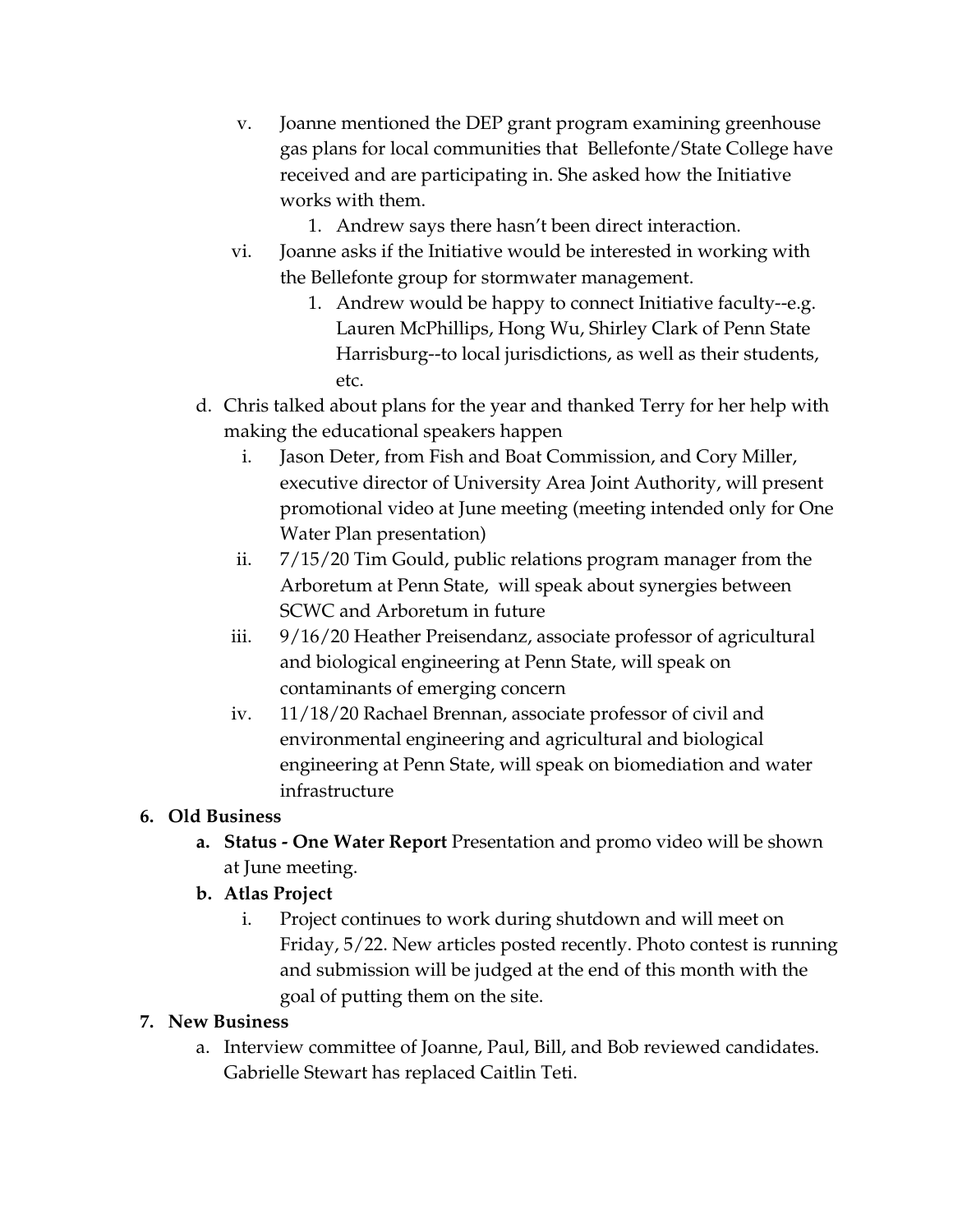v. Joanne mentioned the DEP grant program examining greenhouse gas plans for local communities that Bellefonte/State College have received and are participating in. She asked how the Initiative works with them.
      1. Andrew says there hasn't been direct interaction.
   vi. Joanne asks if the Initiative would be interested in working with the Bellefonte group for stormwater management.
      1. Andrew would be happy to connect Initiative faculty--e.g. Lauren McPhillips, Hong Wu, Shirley Clark of Penn State Harrisburg--to local jurisdictions, as well as their students, etc.

d. Chris talked about plans for the year and thanked Terry for her help with making the educational speakers happen
   i. Jason Deter, from Fish and Boat Commission, and Cory Miller, executive director of University Area Joint Authority, will present promotional video at June meeting (meeting intended only for One Water Plan presentation)
   ii. 7/15/20 Tim Gould, public relations program manager from the Arboretum at Penn State, will speak about synergies between SCWC and Arboretum in future
   iii. 9/16/20 Heather Preisendanz, associate professor of agricultural and biological engineering at Penn State, will speak on contaminants of emerging concern
   iv. 11/18/20 Rachael Brennan, associate professor of civil and environmental engineering and agricultural and biological engineering at Penn State, will speak on biomediation and water infrastructure

**6. Old Business**

**a. Status - One Water Report** Presentation and promo video will be shown at June meeting.

**b. Atlas Project**

   i. Project continues to work during shutdown and will meet on Friday, 5/22. New articles posted recently. Photo contest is running and submission will be judged at the end of this month with the goal of putting them on the site.

**7. New Business**

a. Interview committee of Joanne, Paul, Bill, and Bob reviewed candidates. Gabrielle Stewart has replaced Caitlin Teti.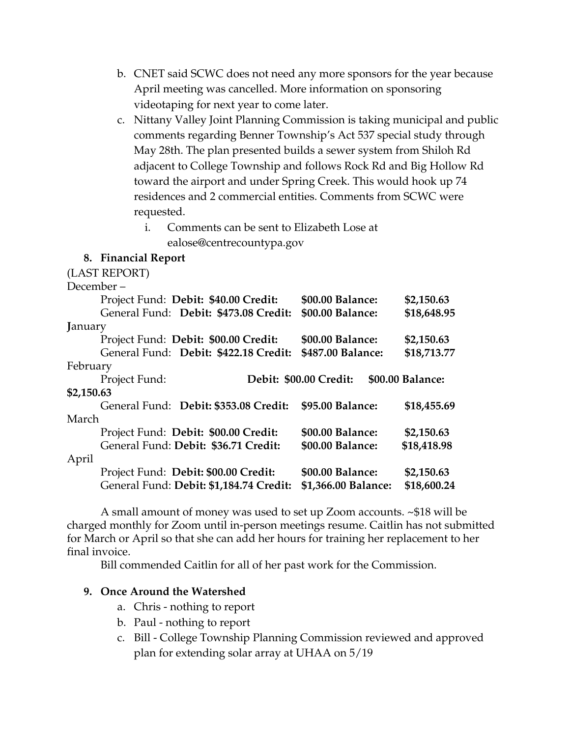b. CNET said SCWC does not need any more sponsors for the year because April meeting was cancelled. More information on sponsoring videotaping for next year to come later.

c. Nittany Valley Joint Planning Commission is taking municipal and public comments regarding Benner Township's Act 537 special study through May 28th. The plan presented builds a sewer system from Shiloh Rd adjacent to College Township and follows Rock Rd and Big Hollow Rd toward the airport and under Spring Creek. This would hook up 74 residences and 2 commercial entities. Comments from SCWC were requested.

   i. Comments can be sent to Elizabeth Lose at ealose@centrecountypa.gov

**8. Financial Report**

(LAST REPORT)

December –

Project Fund: **Debit: $40.00 Credit: $00.00 Balance: $2,150.63**

General Fund: **Debit: $473.08 Credit: $00.00 Balance: $18,648.95**

**J**anuary

Project Fund: **Debit: $00.00 Credit: $00.00 Balance: $2,150.63**

General Fund: **Debit: $422.18 Credit: $487.00 Balance: $18,713.77**

February

Project Fund: **Debit: $00.00 Credit: $00.00 Balance: $2,150.63**

General Fund: **Debit: $353.08 Credit: $95.00 Balance: $18,455.69**

March

Project Fund: **Debit: $00.00 Credit: $00.00 Balance: $2,150.63**

General Fund: **Debit: $36.71 Credit: $00.00 Balance: $18,418.98**

April

Project Fund: **Debit: $00.00 Credit: $00.00 Balance: $2,150.63**

General Fund: **Debit: $1,184.74 Credit: $1,366.00 Balance: $18,600.24**

A small amount of money was used to set up Zoom accounts. ~$18 will be charged monthly for Zoom until in-person meetings resume. Caitlin has not submitted for March or April so that she can add her hours for training her replacement to her final invoice.

Bill commended Caitlin for all of her past work for the Commission.

**9. Once Around the Watershed**

a. Chris - nothing to report

b. Paul - nothing to report

c. Bill - College Township Planning Commission reviewed and approved plan for extending solar array at UHAA on 5/19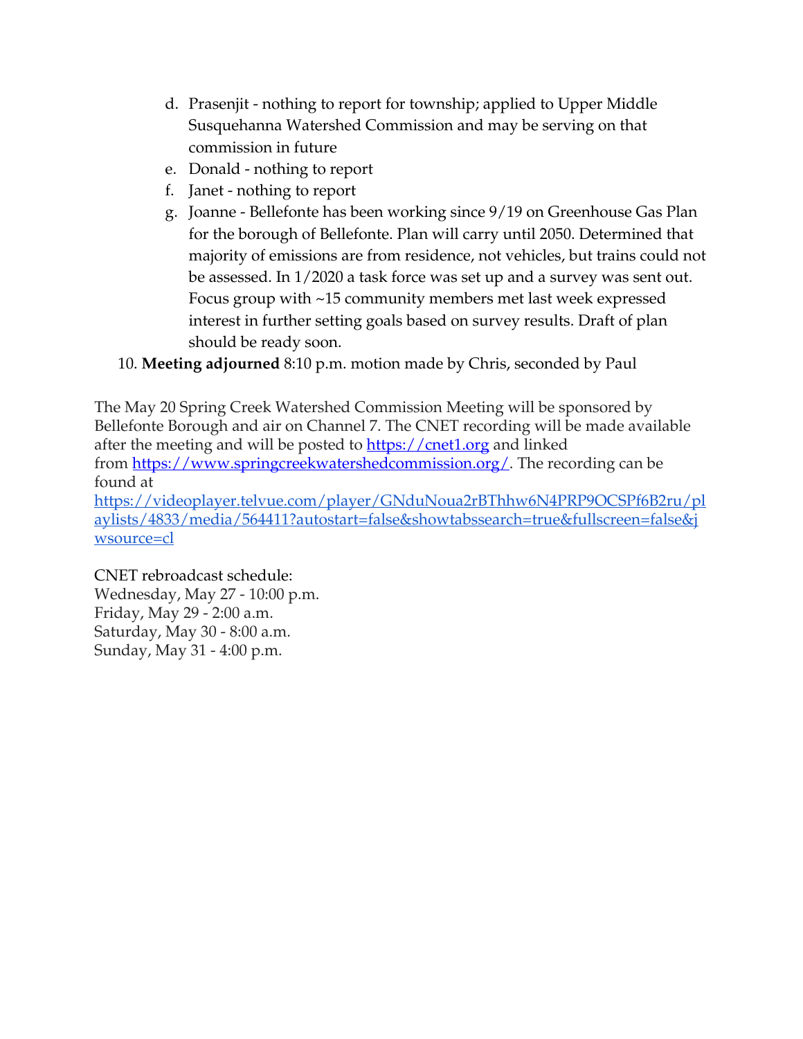d. Prasenjit - nothing to report for township; applied to Upper Middle Susquehanna Watershed Commission and may be serving on that commission in future
   e. Donald - nothing to report
   f. Janet - nothing to report
   g. Joanne - Bellefonte has been working since 9/19 on Greenhouse Gas Plan for the borough of Bellefonte. Plan will carry until 2050. Determined that majority of emissions are from residence, not vehicles, but trains could not be assessed. In 1/2020 a task force was set up and a survey was sent out. Focus group with ~15 community members met last week expressed interest in further setting goals based on survey results. Draft of plan should be ready soon.

10. **Meeting adjourned** 8:10 p.m. motion made by Chris, seconded by Paul

The May 20 Spring Creek Watershed Commission Meeting will be sponsored by Bellefonte Borough and air on Channel 7. The CNET recording will be made available after the meeting and will be posted to [https://cnet1.org](https://cnet1.org) and linked from [https://www.springcreekwatershedcommission.org/](https://www.springcreekwatershedcommission.org/). The recording can be found at [https://videoplayer.telvue.com/player/GNduNoua2rBThhw6N4PRP9OCSPf6B2ru/playlists/4833/media/564411?autostart=false&showtabssearch=true&fullscreen=false&jwsource=cl](https://videoplayer.telvue.com/player/GNduNoua2rBThhw6N4PRP9OCSPf6B2ru/playlists/4833/media/564411?autostart=false&showtabssearch=true&fullscreen=false&jwsource=cl)

CNET rebroadcast schedule:
Wednesday, May 27 - 10:00 p.m.
Friday, May 29 - 2:00 a.m.
Saturday, May 30 - 8:00 a.m.
Sunday, May 31 - 4:00 p.m.